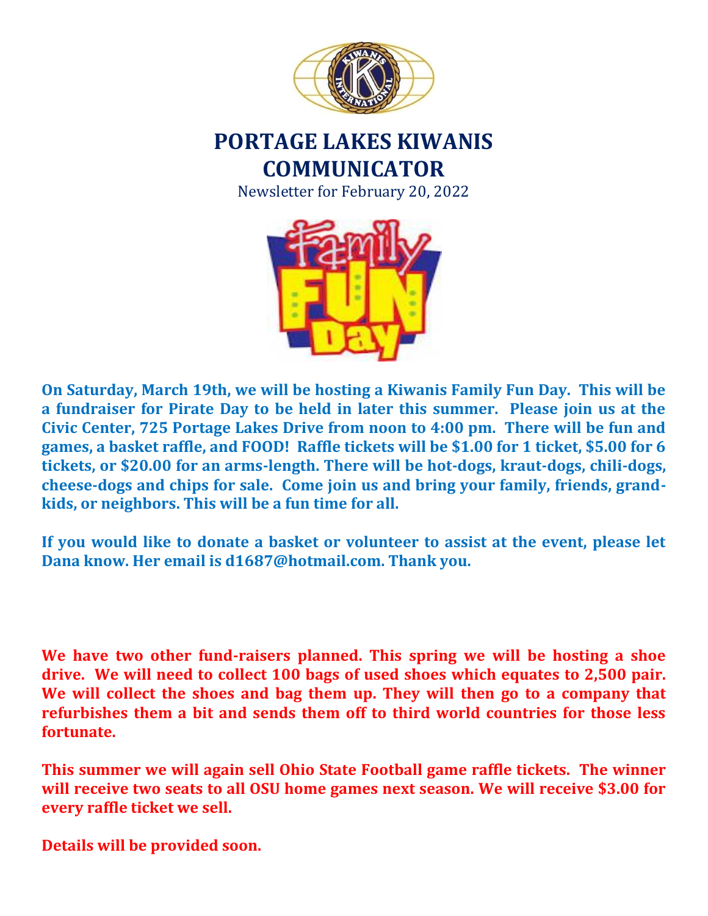# PORTAGE LAKES KIWANIS COMMUNICATOR

Newsletter for February 20, 2022

**On Saturday, March 19th, we will be hosting a Kiwanis Family Fun Day. This will be a fundraiser for Pirate Day to be held in later this summer. Please join us at the Civic Center, 725 Portage Lakes Drive from noon to 4:00 pm. There will be fun and games, a basket raffle, and FOOD! Raffle tickets will be $1.00 for 1 ticket, $5.00 for 6 tickets, or $20.00 for an arms-length. There will be hot-dogs, kraut-dogs, chili-dogs, cheese-dogs and chips for sale. Come join us and bring your family, friends, grand-kids, or neighbors. This will be a fun time for all.**

**If you would like to donate a basket or volunteer to assist at the event, please let Dana know. Her email is d1687@hotmail.com. Thank you.**

**We have two other fund-raisers planned. This spring we will be hosting a shoe drive. We will need to collect 100 bags of used shoes which equates to 2,500 pair. We will collect the shoes and bag them up. They will then go to a company that refurbishes them a bit and sends them off to third world countries for those less fortunate.**

**This summer we will again sell Ohio State Football game raffle tickets. The winner will receive two seats to all OSU home games next season. We will receive $3.00 for every raffle ticket we sell.**

**Details will be provided soon.**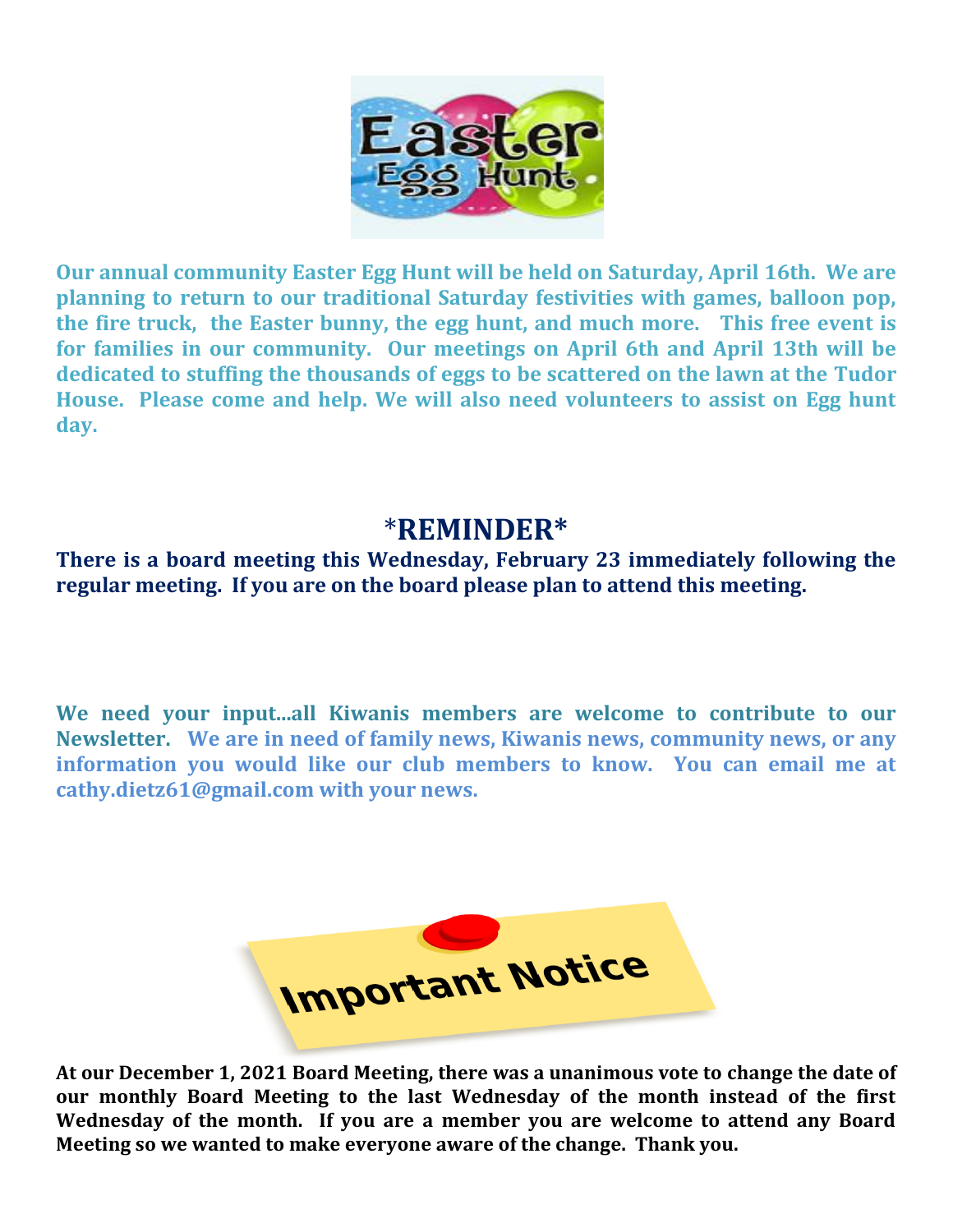# Easter Egg Hunt

**Our annual community Easter Egg Hunt will be held on Saturday, April 16th. We are planning to return to our traditional Saturday festivities with games, balloon pop, the fire truck, the Easter bunny, the egg hunt, and much more. This free event is for families in our community. Our meetings on April 6th and April 13th will be dedicated to stuffing the thousands of eggs to be scattered on the lawn at the Tudor House. Please come and help. We will also need volunteers to assist on Egg hunt day.**

## *REMINDER*

**There is a board meeting this Wednesday, February 23 immediately following the regular meeting. If you are on the board please plan to attend this meeting.**

**We need your input…all Kiwanis members are welcome to contribute to our Newsletter. We are in need of family news, Kiwanis news, community news, or any information you would like our club members to know. You can email me at cathy.dietz61@gmail.com with your news.**

## Important Notice

**At our December 1, 2021 Board Meeting, there was a unanimous vote to change the date of our monthly Board Meeting to the last Wednesday of the month instead of the first Wednesday of the month. If you are a member you are welcome to attend any Board Meeting so we wanted to make everyone aware of the change. Thank you.**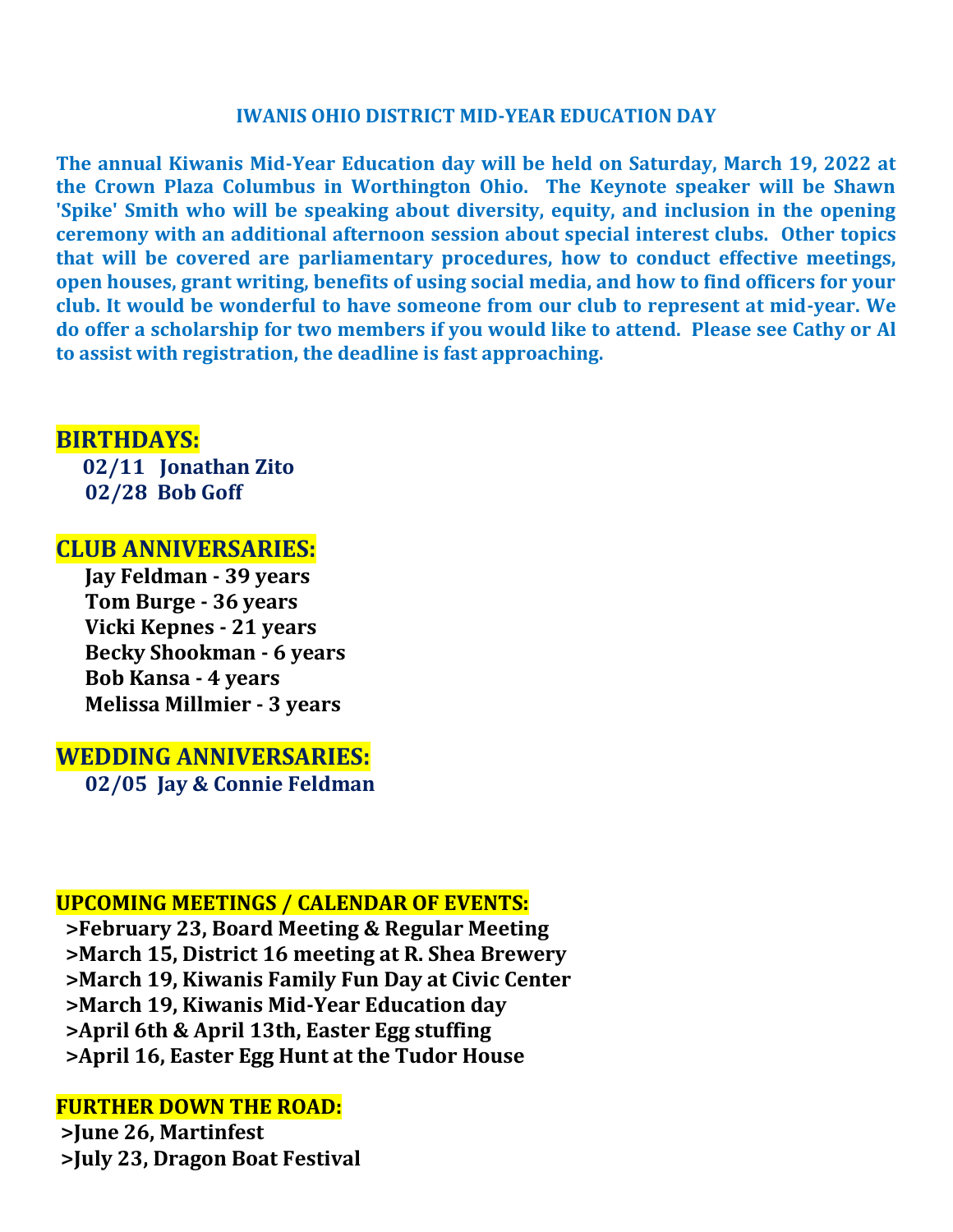## IWANIS OHIO DISTRICT MID-YEAR EDUCATION DAY

**The annual Kiwanis Mid-Year Education day will be held on Saturday, March 19, 2022 at the Crown Plaza Columbus in Worthington Ohio. The Keynote speaker will be Shawn 'Spike' Smith who will be speaking about diversity, equity, and inclusion in the opening ceremony with an additional afternoon session about special interest clubs. Other topics that will be covered are parliamentary procedures, how to conduct effective meetings, open houses, grant writing, benefits of using social media, and how to find officers for your club. It would be wonderful to have someone from our club to represent at mid-year. We do offer a scholarship for two members if you would like to attend. Please see Cathy or Al to assist with registration, the deadline is fast approaching.**

## BIRTHDAYS:

**02/11 Jonathan Zito**
**02/28 Bob Goff**

## CLUB ANNIVERSARIES:

**Jay Feldman - 39 years**
**Tom Burge - 36 years**
**Vicki Kepnes - 21 years**
**Becky Shookman - 6 years**
**Bob Kansa - 4 years**
**Melissa Millmier - 3 years**

## WEDDING ANNIVERSARIES:

**02/05 Jay & Connie Feldman**

## UPCOMING MEETINGS / CALENDAR OF EVENTS:

**>February 23, Board Meeting & Regular Meeting**
**>March 15, District 16 meeting at R. Shea Brewery**
**>March 19, Kiwanis Family Fun Day at Civic Center**
**>March 19, Kiwanis Mid-Year Education day**
**>April 6th & April 13th, Easter Egg stuffing**
**>April 16, Easter Egg Hunt at the Tudor House**

## FURTHER DOWN THE ROAD:

**>June 26, Martinfest**
**>July 23, Dragon Boat Festival**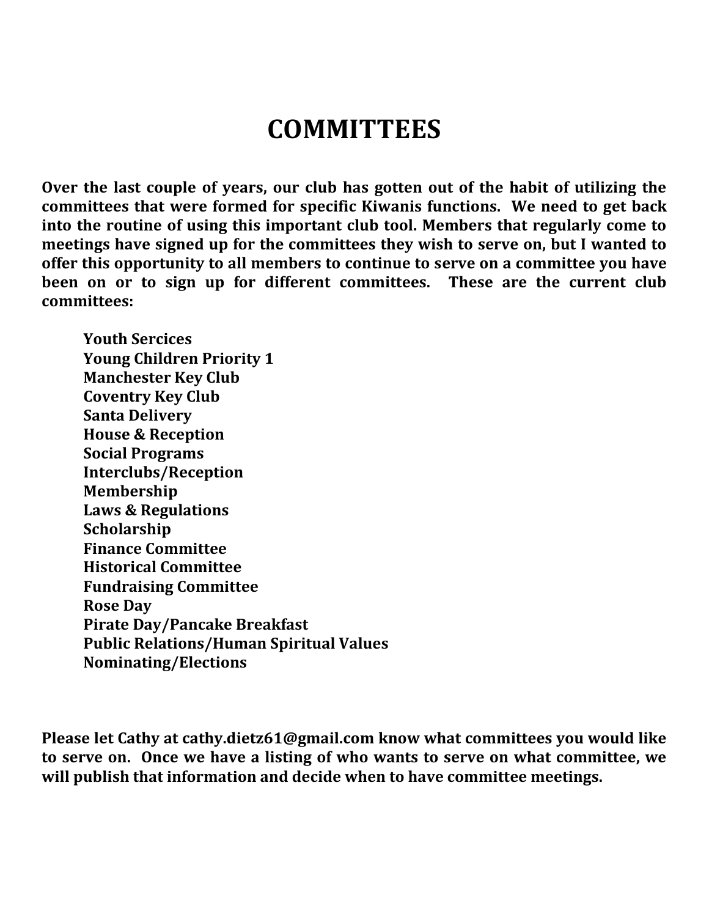# COMMITTEES

**Over the last couple of years, our club has gotten out of the habit of utilizing the committees that were formed for specific Kiwanis functions. We need to get back into the routine of using this important club tool. Members that regularly come to meetings have signed up for the committees they wish to serve on, but I wanted to offer this opportunity to all members to continue to serve on a committee you have been on or to sign up for different committees. These are the current club committees:**

- **Youth Sercices**
- **Young Children Priority 1**
- **Manchester Key Club**
- **Coventry Key Club**
- **Santa Delivery**
- **House & Reception**
- **Social Programs**
- **Interclubs/Reception**
- **Membership**
- **Laws & Regulations**
- **Scholarship**
- **Finance Committee**
- **Historical Committee**
- **Fundraising Committee**
- **Rose Day**
- **Pirate Day/Pancake Breakfast**
- **Public Relations/Human Spiritual Values**
- **Nominating/Elections**

**Please let Cathy at cathy.dietz61@gmail.com know what committees you would like to serve on. Once we have a listing of who wants to serve on what committee, we will publish that information and decide when to have committee meetings.**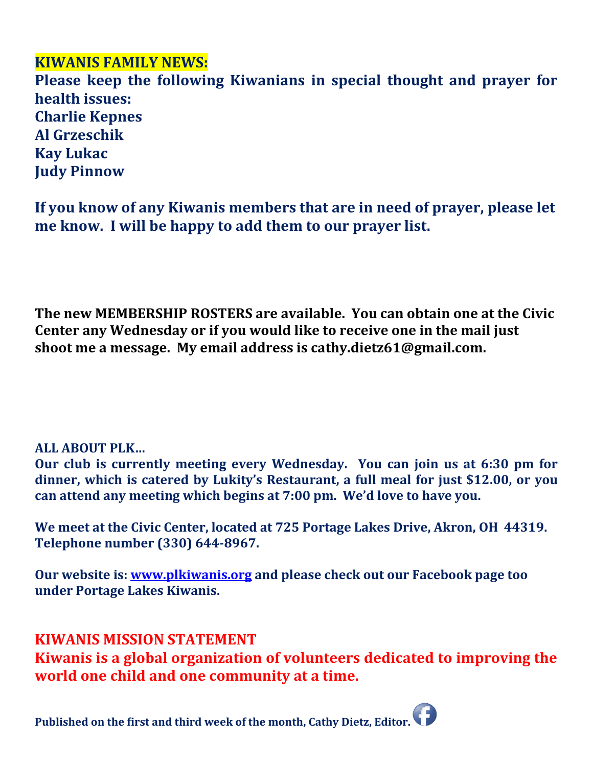## KIWANIS FAMILY NEWS:

**Please keep the following Kiwanians in special thought and prayer for health issues:**

**Charlie Kepnes**
**Al Grzeschik**
**Kay Lukac**
**Judy Pinnow**

**If you know of any Kiwanis members that are in need of prayer, please let me know. I will be happy to add them to our prayer list.**

**The new MEMBERSHIP ROSTERS are available. You can obtain one at the Civic Center any Wednesday or if you would like to receive one in the mail just shoot me a message. My email address is cathy.dietz61@gmail.com.**

### ALL ABOUT PLK…

**Our club is currently meeting every Wednesday. You can join us at 6:30 pm for dinner, which is catered by Lukity's Restaurant, a full meal for just $12.00, or you can attend any meeting which begins at 7:00 pm. We'd love to have you.**

**We meet at the Civic Center, located at 725 Portage Lakes Drive, Akron, OH 44319. Telephone number (330) 644-8967.**

**Our website is: [www.plkiwanis.org](http://www.plkiwanis.org) and please check out our Facebook page too under Portage Lakes Kiwanis.**

## KIWANIS MISSION STATEMENT

**Kiwanis is a global organization of volunteers dedicated to improving the world one child and one community at a time.**

**Published on the first and third week of the month, Cathy Dietz, Editor.**